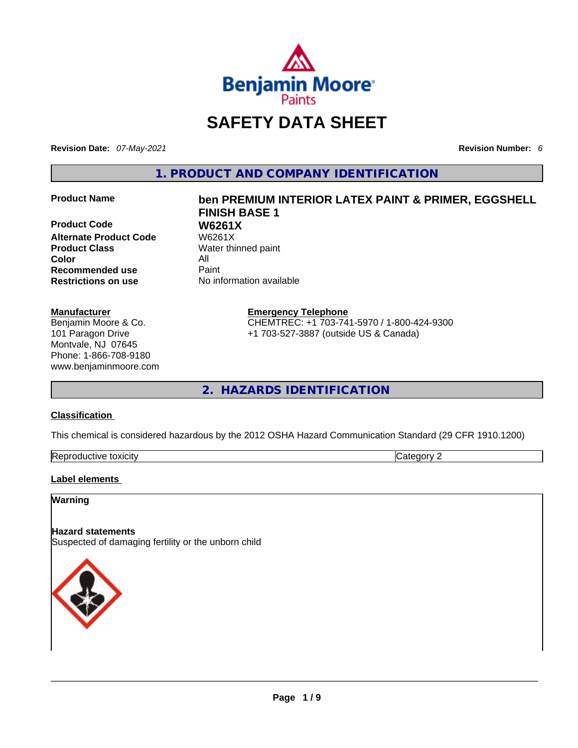# SAFETY DATA SHEET

**Revision Date:** *07-May-2021* **Revision Number:** *6*

## 1. PRODUCT AND COMPANY IDENTIFICATION

| | |
|---|---|
| **Product Name** | **ben PREMIUM INTERIOR LATEX PAINT & PRIMER, EGGSHELL FINISH BASE 1** |
| **Product Code** | **W6261X** |
| **Alternate Product Code** | W6261X |
| **Product Class** | Water thinned paint |
| **Color** | All |
| **Recommended use** | Paint |
| **Restrictions on use** | No information available |

**Manufacturer**
Benjamin Moore & Co.
101 Paragon Drive
Montvale, NJ 07645
Phone: 1-866-708-9180
www.benjaminmoore.com

**Emergency Telephone**
CHEMTREC: +1 703-741-5970 / 1-800-424-9300
+1 703-527-3887 (outside US & Canada)

## 2. HAZARDS IDENTIFICATION

**Classification**

This chemical is considered hazardous by the 2012 OSHA Hazard Communication Standard (29 CFR 1910.1200)

| | |
|---|---|
| Reproductive toxicity | Category 2 |

**Label elements**

**Warning**

**Hazard statements**
Suspected of damaging fertility or the unborn child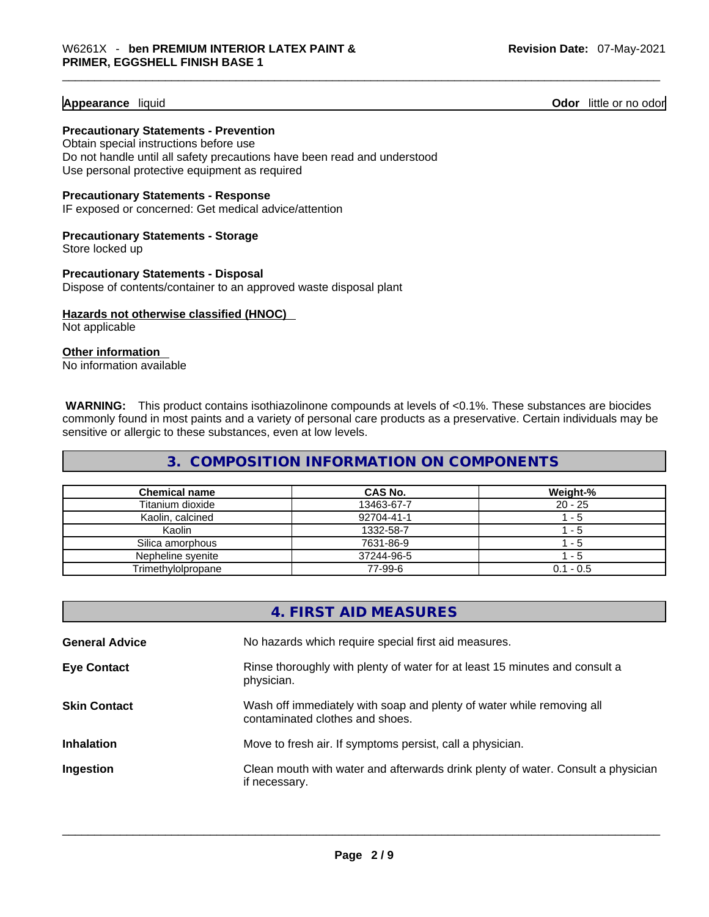**Appearance** liquid **Odor** little or no odor

**Precautionary Statements - Prevention**

Obtain special instructions before use
Do not handle until all safety precautions have been read and understood
Use personal protective equipment as required

**Precautionary Statements - Response**

IF exposed or concerned: Get medical advice/attention

**Precautionary Statements - Storage**

Store locked up

**Precautionary Statements - Disposal**

Dispose of contents/container to an approved waste disposal plant

**Hazards not otherwise classified (HNOC)**

Not applicable

**Other information**

No information available

**WARNING:** This product contains isothiazolinone compounds at levels of <0.1%. These substances are biocides commonly found in most paints and a variety of personal care products as a preservative. Certain individuals may be sensitive or allergic to these substances, even at low levels.

## 3. COMPOSITION INFORMATION ON COMPONENTS

| Chemical name | CAS No. | Weight-% |
|---|---|---|
| Titanium dioxide | 13463-67-7 | 20 - 25 |
| Kaolin, calcined | 92704-41-1 | 1 - 5 |
| Kaolin | 1332-58-7 | 1 - 5 |
| Silica amorphous | 7631-86-9 | 1 - 5 |
| Nepheline syenite | 37244-96-5 | 1 - 5 |
| Trimethylolpropane | 77-99-6 | 0.1 - 0.5 |

## 4. FIRST AID MEASURES

**General Advice** No hazards which require special first aid measures.

**Eye Contact** Rinse thoroughly with plenty of water for at least 15 minutes and consult a physician.

**Skin Contact** Wash off immediately with soap and plenty of water while removing all contaminated clothes and shoes.

**Inhalation** Move to fresh air. If symptoms persist, call a physician.

**Ingestion** Clean mouth with water and afterwards drink plenty of water. Consult a physician if necessary.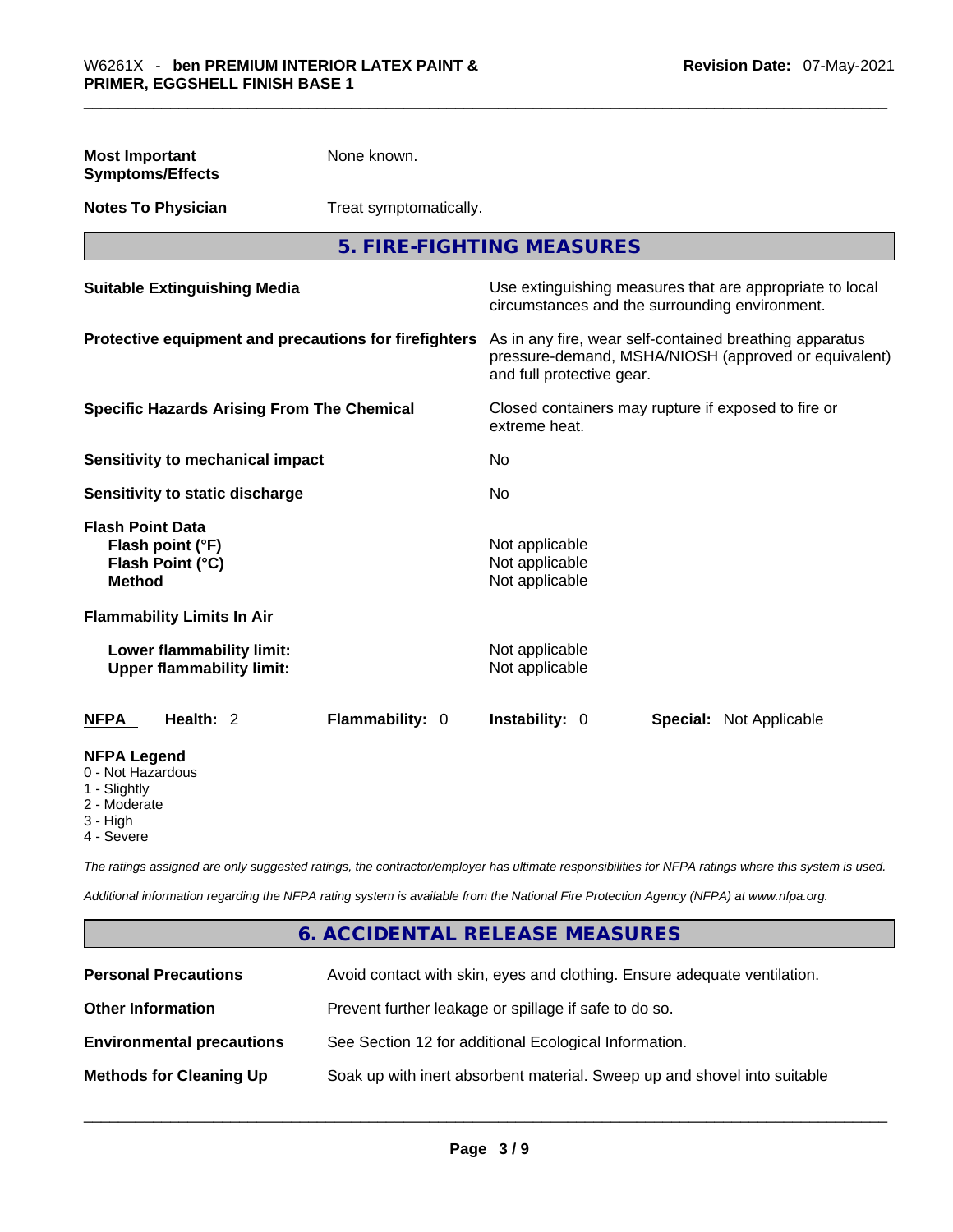| | |
|---|---|
| **Most Important Symptoms/Effects** | None known. |
| **Notes To Physician** | Treat symptomatically. |

## 5. FIRE-FIGHTING MEASURES

| | |
|---|---|
| **Suitable Extinguishing Media** | Use extinguishing measures that are appropriate to local circumstances and the surrounding environment. |
| **Protective equipment and precautions for firefighters** | As in any fire, wear self-contained breathing apparatus pressure-demand, MSHA/NIOSH (approved or equivalent) and full protective gear. |
| **Specific Hazards Arising From The Chemical** | Closed containers may rupture if exposed to fire or extreme heat. |
| **Sensitivity to mechanical impact** | No |
| **Sensitivity to static discharge** | No |

**Flash Point Data**

| | |
|---|---|
| **Flash point (°F)** | Not applicable |
| **Flash Point (°C)** | Not applicable |
| **Method** | Not applicable |

**Flammability Limits In Air**

| | |
|---|---|
| **Lower flammability limit:** | Not applicable |
| **Upper flammability limit:** | Not applicable |

| NFPA | Health: 2 | Flammability: 0 | Instability: 0 | Special: Not Applicable |
|---|---|---|---|---|

**NFPA Legend**
0 - Not Hazardous
1 - Slightly
2 - Moderate
3 - High
4 - Severe

*The ratings assigned are only suggested ratings, the contractor/employer has ultimate responsibilities for NFPA ratings where this system is used.*

*Additional information regarding the NFPA rating system is available from the National Fire Protection Agency (NFPA) at www.nfpa.org.*

## 6. ACCIDENTAL RELEASE MEASURES

| | |
|---|---|
| **Personal Precautions** | Avoid contact with skin, eyes and clothing. Ensure adequate ventilation. |
| **Other Information** | Prevent further leakage or spillage if safe to do so. |
| **Environmental precautions** | See Section 12 for additional Ecological Information. |
| **Methods for Cleaning Up** | Soak up with inert absorbent material. Sweep up and shovel into suitable |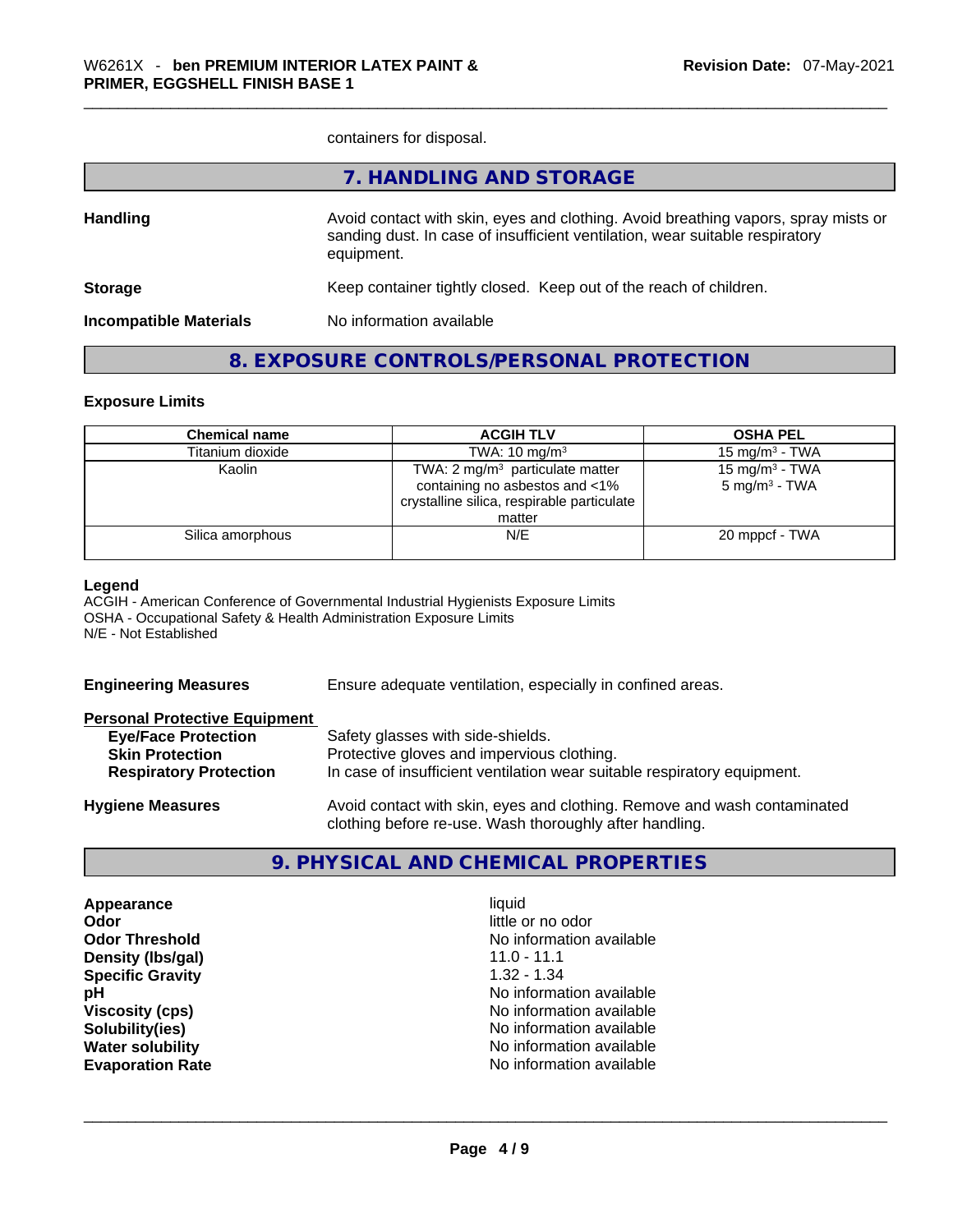containers for disposal.

## 7. HANDLING AND STORAGE

**Handling** Avoid contact with skin, eyes and clothing. Avoid breathing vapors, spray mists or sanding dust. In case of insufficient ventilation, wear suitable respiratory equipment.

**Storage** Keep container tightly closed. Keep out of the reach of children.

**Incompatible Materials** No information available

## 8. EXPOSURE CONTROLS/PERSONAL PROTECTION

### Exposure Limits

| Chemical name | ACGIH TLV | OSHA PEL |
|---|---|---|
| Titanium dioxide | TWA: 10 $mg/m^3$ | 15 $mg/m^3$ - TWA |
| Kaolin | TWA: 2 $mg/m^3$ particulate matter containing no asbestos and <1% crystalline silica, respirable particulate matter | 15 $mg/m^3$ - TWA<br>5 $mg/m^3$ - TWA |
| Silica amorphous | N/E | 20 mppcf - TWA |

**Legend**
ACGIH - American Conference of Governmental Industrial Hygienists Exposure Limits
OSHA - Occupational Safety & Health Administration Exposure Limits
N/E - Not Established

**Engineering Measures** Ensure adequate ventilation, especially in confined areas.

**Personal Protective Equipment**

- **Eye/Face Protection** Safety glasses with side-shields.
- **Skin Protection** Protective gloves and impervious clothing.
- **Respiratory Protection** In case of insufficient ventilation wear suitable respiratory equipment.

**Hygiene Measures** Avoid contact with skin, eyes and clothing. Remove and wash contaminated clothing before re-use. Wash thoroughly after handling.

## 9. PHYSICAL AND CHEMICAL PROPERTIES

| | |
|---|---|
| **Appearance** | liquid |
| **Odor** | little or no odor |
| **Odor Threshold** | No information available |
| **Density (lbs/gal)** | 11.0 - 11.1 |
| **Specific Gravity** | 1.32 - 1.34 |
| **pH** | No information available |
| **Viscosity (cps)** | No information available |
| **Solubility(ies)** | No information available |
| **Water solubility** | No information available |
| **Evaporation Rate** | No information available |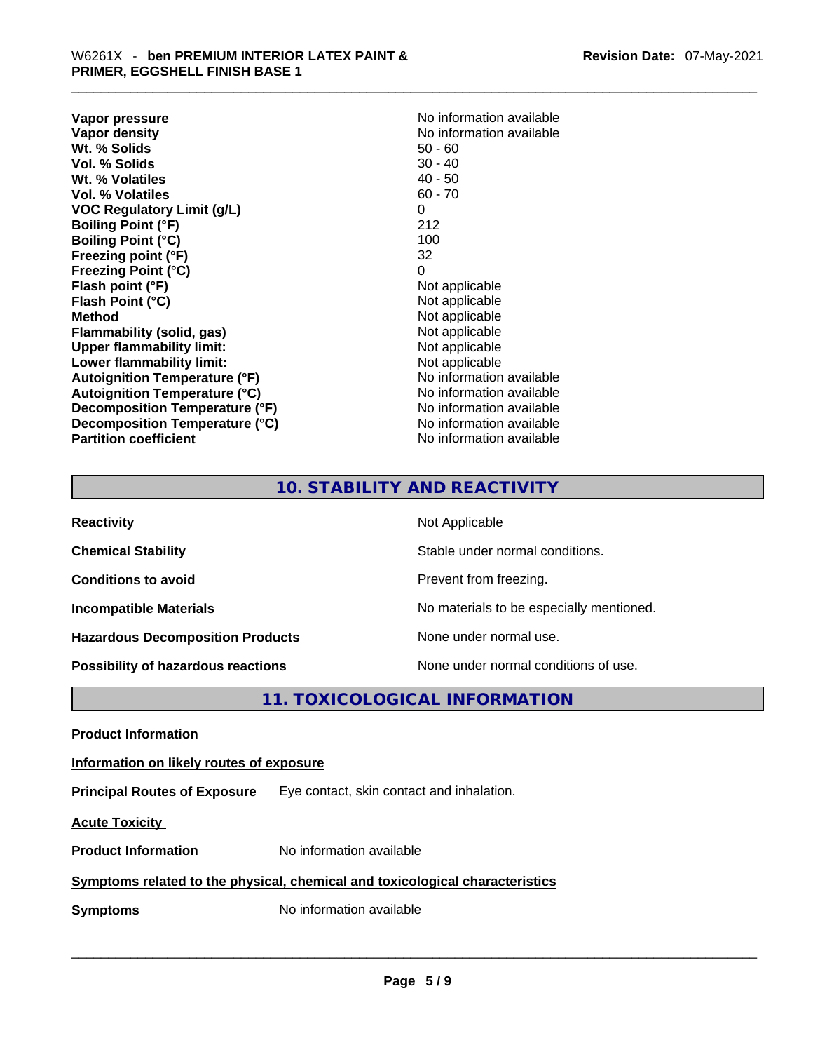| | |
|---|---|
| **Vapor pressure** | No information available |
| **Vapor density** | No information available |
| **Wt. % Solids** | 50 - 60 |
| **Vol. % Solids** | 30 - 40 |
| **Wt. % Volatiles** | 40 - 50 |
| **Vol. % Volatiles** | 60 - 70 |
| **VOC Regulatory Limit (g/L)** | 0 |
| **Boiling Point (°F)** | 212 |
| **Boiling Point (°C)** | 100 |
| **Freezing point (°F)** | 32 |
| **Freezing Point (°C)** | 0 |
| **Flash point (°F)** | Not applicable |
| **Flash Point (°C)** | Not applicable |
| **Method** | Not applicable |
| **Flammability (solid, gas)** | Not applicable |
| **Upper flammability limit:** | Not applicable |
| **Lower flammability limit:** | Not applicable |
| **Autoignition Temperature (°F)** | No information available |
| **Autoignition Temperature (°C)** | No information available |
| **Decomposition Temperature (°F)** | No information available |
| **Decomposition Temperature (°C)** | No information available |
| **Partition coefficient** | No information available |

## 10. STABILITY AND REACTIVITY

| | |
|---|---|
| **Reactivity** | Not Applicable |
| **Chemical Stability** | Stable under normal conditions. |
| **Conditions to avoid** | Prevent from freezing. |
| **Incompatible Materials** | No materials to be especially mentioned. |
| **Hazardous Decomposition Products** | None under normal use. |
| **Possibility of hazardous reactions** | None under normal conditions of use. |

## 11. TOXICOLOGICAL INFORMATION

**Product Information**

**Information on likely routes of exposure**

**Principal Routes of Exposure** Eye contact, skin contact and inhalation.

**Acute Toxicity**

**Product Information** No information available

**Symptoms related to the physical, chemical and toxicological characteristics**

**Symptoms** No information available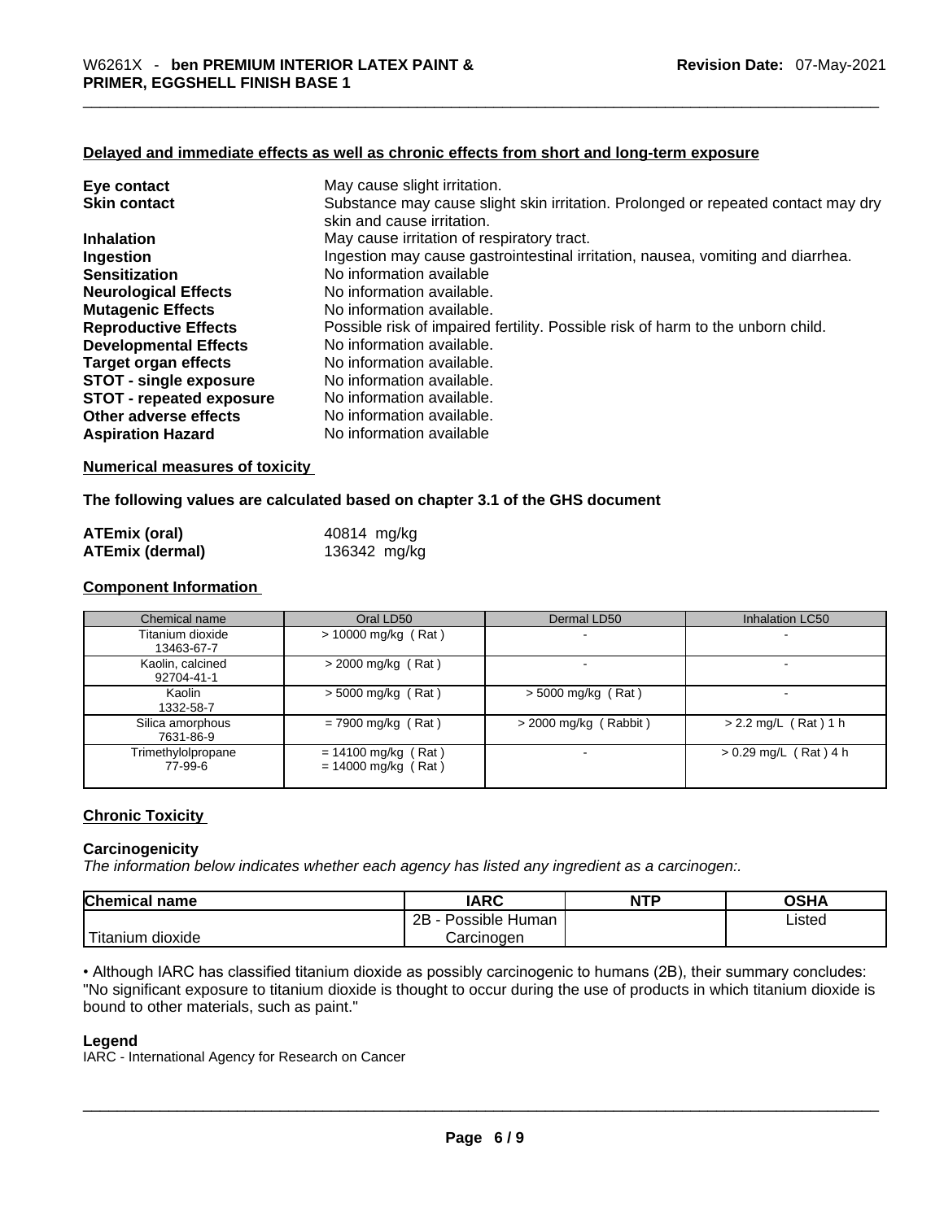**Delayed and immediate effects as well as chronic effects from short and long-term exposure**

| | |
|---|---|
| **Eye contact** | May cause slight irritation. |
| **Skin contact** | Substance may cause slight skin irritation. Prolonged or repeated contact may dry skin and cause irritation. |
| **Inhalation** | May cause irritation of respiratory tract. |
| **Ingestion** | Ingestion may cause gastrointestinal irritation, nausea, vomiting and diarrhea. |
| **Sensitization** | No information available |
| **Neurological Effects** | No information available. |
| **Mutagenic Effects** | No information available. |
| **Reproductive Effects** | Possible risk of impaired fertility. Possible risk of harm to the unborn child. |
| **Developmental Effects** | No information available. |
| **Target organ effects** | No information available. |
| **STOT - single exposure** | No information available. |
| **STOT - repeated exposure** | No information available. |
| **Other adverse effects** | No information available. |
| **Aspiration Hazard** | No information available |

**Numerical measures of toxicity**

**The following values are calculated based on chapter 3.1 of the GHS document**

| | |
|---|---|
| **ATEmix (oral)** | 40814 mg/kg |
| **ATEmix (dermal)** | 136342 mg/kg |

**Component Information**

| Chemical name | Oral LD50 | Dermal LD50 | Inhalation LC50 |
|---|---|---|---|
| Titanium dioxide 13463-67-7 | > 10000 mg/kg ( Rat ) | - | - |
| Kaolin, calcined 92704-41-1 | > 2000 mg/kg ( Rat ) | - | - |
| Kaolin 1332-58-7 | > 5000 mg/kg ( Rat ) | > 5000 mg/kg ( Rat ) | - |
| Silica amorphous 7631-86-9 | = 7900 mg/kg ( Rat ) | > 2000 mg/kg ( Rabbit ) | > 2.2 mg/L ( Rat ) 1 h |
| Trimethylolpropane 77-99-6 | = 14100 mg/kg ( Rat ) = 14000 mg/kg ( Rat ) | - | > 0.29 mg/L ( Rat ) 4 h |

**Chronic Toxicity**

**Carcinogenicity**

*The information below indicates whether each agency has listed any ingredient as a carcinogen:.*

| Chemical name | IARC | NTP | OSHA |
|---|---|---|---|
| Titanium dioxide | 2B - Possible Human Carcinogen | | Listed |

• Although IARC has classified titanium dioxide as possibly carcinogenic to humans (2B), their summary concludes: "No significant exposure to titanium dioxide is thought to occur during the use of products in which titanium dioxide is bound to other materials, such as paint."

**Legend**

IARC - International Agency for Research on Cancer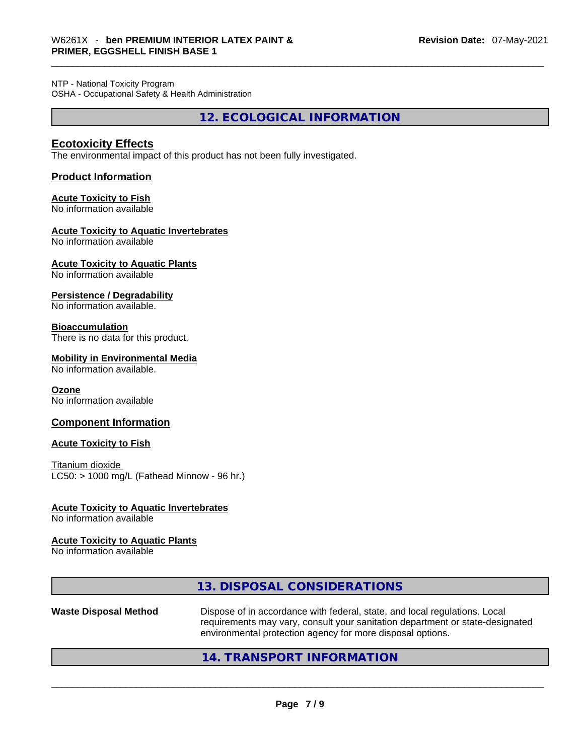NTP - National Toxicity Program
OSHA - Occupational Safety & Health Administration

## 12. ECOLOGICAL INFORMATION

### Ecotoxicity Effects

The environmental impact of this product has not been fully investigated.

### Product Information

**Acute Toxicity to Fish**
No information available

**Acute Toxicity to Aquatic Invertebrates**
No information available

**Acute Toxicity to Aquatic Plants**
No information available

**Persistence / Degradability**
No information available.

**Bioaccumulation**
There is no data for this product.

**Mobility in Environmental Media**
No information available.

**Ozone**
No information available

### Component Information

**Acute Toxicity to Fish**

Titanium dioxide
LC50: > 1000 mg/L (Fathead Minnow - 96 hr.)

**Acute Toxicity to Aquatic Invertebrates**
No information available

**Acute Toxicity to Aquatic Plants**
No information available

## 13. DISPOSAL CONSIDERATIONS

**Waste Disposal Method** Dispose of in accordance with federal, state, and local regulations. Local requirements may vary, consult your sanitation department or state-designated environmental protection agency for more disposal options.

## 14. TRANSPORT INFORMATION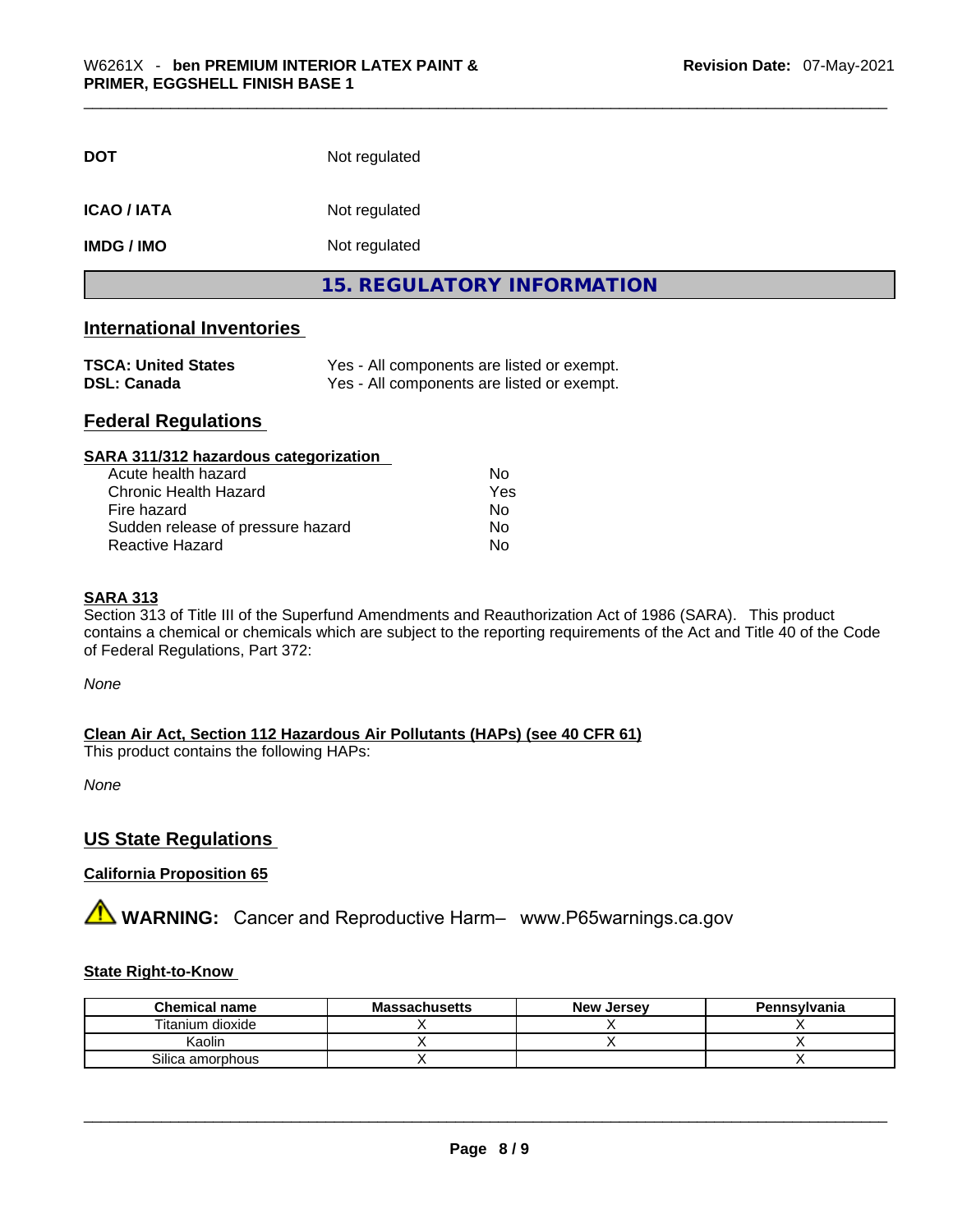| | |
|---|---|
| **DOT** | Not regulated |
| **ICAO / IATA** | Not regulated |
| **IMDG / IMO** | Not regulated |

## 15. REGULATORY INFORMATION

### International Inventories

| | |
|---|---|
| **TSCA: United States** | Yes - All components are listed or exempt. |
| **DSL: Canada** | Yes - All components are listed or exempt. |

### Federal Regulations

**SARA 311/312 hazardous categorization**

| | |
|---|---|
| Acute health hazard | No |
| Chronic Health Hazard | Yes |
| Fire hazard | No |
| Sudden release of pressure hazard | No |
| Reactive Hazard | No |

**SARA 313**

Section 313 of Title III of the Superfund Amendments and Reauthorization Act of 1986 (SARA). This product contains a chemical or chemicals which are subject to the reporting requirements of the Act and Title 40 of the Code of Federal Regulations, Part 372:

*None*

**Clean Air Act, Section 112 Hazardous Air Pollutants (HAPs) (see 40 CFR 61)**

This product contains the following HAPs:

*None*

### US State Regulations

**California Proposition 65**

⚠ **WARNING:** Cancer and Reproductive Harm– www.P65warnings.ca.gov

**State Right-to-Know**

| Chemical name | Massachusetts | New Jersey | Pennsylvania |
|---|---|---|---|
| Titanium dioxide | X | X | X |
| Kaolin | X | X | X |
| Silica amorphous | X | | X |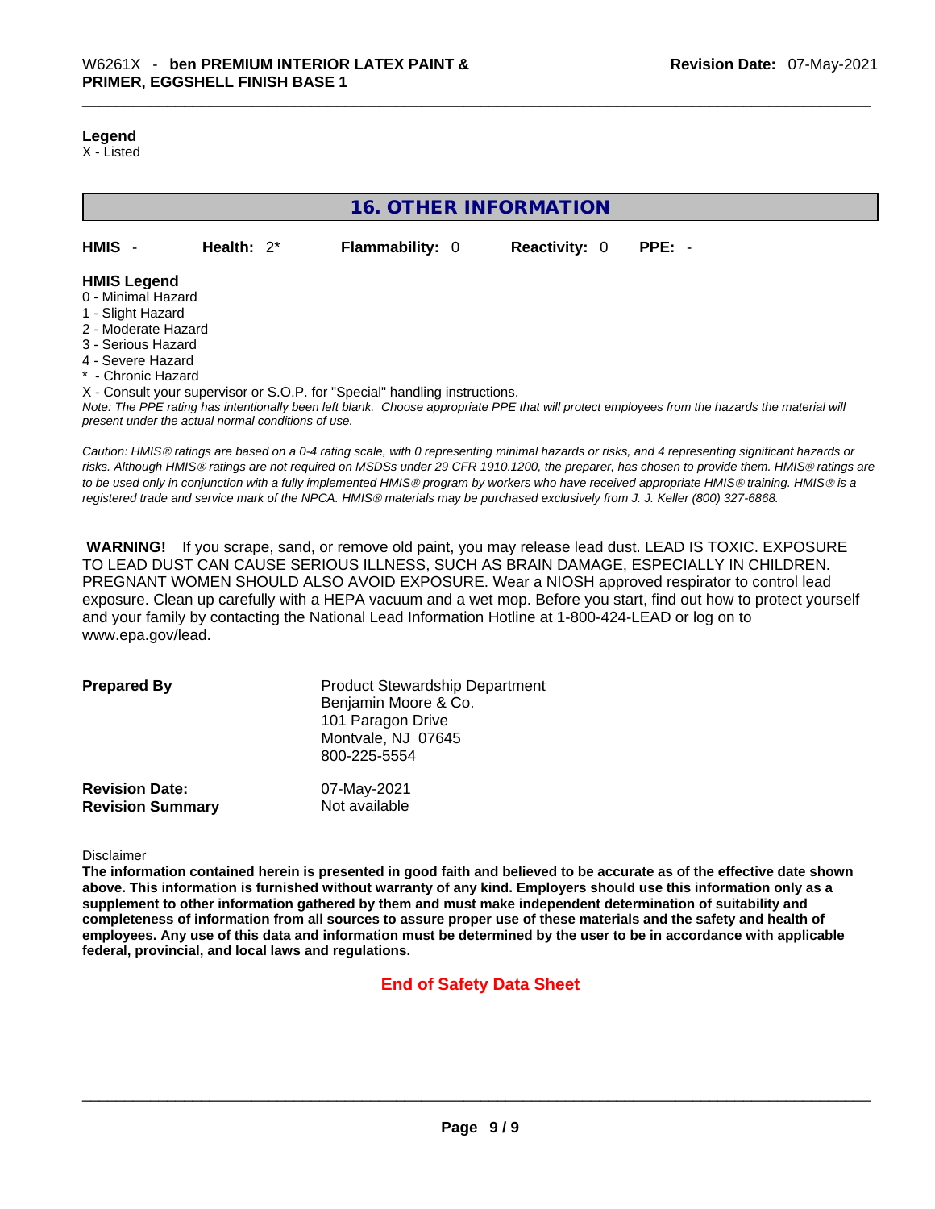**Legend**
X - Listed

## 16. OTHER INFORMATION

| HMIS - | Health: 2* | Flammability: 0 | Reactivity: 0 | PPE: - |
|---|---|---|---|---|

**HMIS Legend**
0 - Minimal Hazard
1 - Slight Hazard
2 - Moderate Hazard
3 - Serious Hazard
4 - Severe Hazard
* - Chronic Hazard
X - Consult your supervisor or S.O.P. for "Special" handling instructions.

*Note: The PPE rating has intentionally been left blank. Choose appropriate PPE that will protect employees from the hazards the material will present under the actual normal conditions of use.*

*Caution: HMIS® ratings are based on a 0-4 rating scale, with 0 representing minimal hazards or risks, and 4 representing significant hazards or risks. Although HMIS® ratings are not required on MSDSs under 29 CFR 1910.1200, the preparer, has chosen to provide them. HMIS® ratings are to be used only in conjunction with a fully implemented HMIS® program by workers who have received appropriate HMIS® training. HMIS® is a registered trade and service mark of the NPCA. HMIS® materials may be purchased exclusively from J. J. Keller (800) 327-6868.*

**WARNING!** If you scrape, sand, or remove old paint, you may release lead dust. LEAD IS TOXIC. EXPOSURE TO LEAD DUST CAN CAUSE SERIOUS ILLNESS, SUCH AS BRAIN DAMAGE, ESPECIALLY IN CHILDREN. PREGNANT WOMEN SHOULD ALSO AVOID EXPOSURE. Wear a NIOSH approved respirator to control lead exposure. Clean up carefully with a HEPA vacuum and a wet mop. Before you start, find out how to protect yourself and your family by contacting the National Lead Information Hotline at 1-800-424-LEAD or log on to www.epa.gov/lead.

| | |
|---|---|
| **Prepared By** | Product Stewardship Department<br>Benjamin Moore & Co.<br>101 Paragon Drive<br>Montvale, NJ 07645<br>800-225-5554 |
| **Revision Date:** | 07-May-2021 |
| **Revision Summary** | Not available |

Disclaimer

**The information contained herein is presented in good faith and believed to be accurate as of the effective date shown above. This information is furnished without warranty of any kind. Employers should use this information only as a supplement to other information gathered by them and must make independent determination of suitability and completeness of information from all sources to assure proper use of these materials and the safety and health of employees. Any use of this data and information must be determined by the user to be in accordance with applicable federal, provincial, and local laws and regulations.**

**End of Safety Data Sheet**